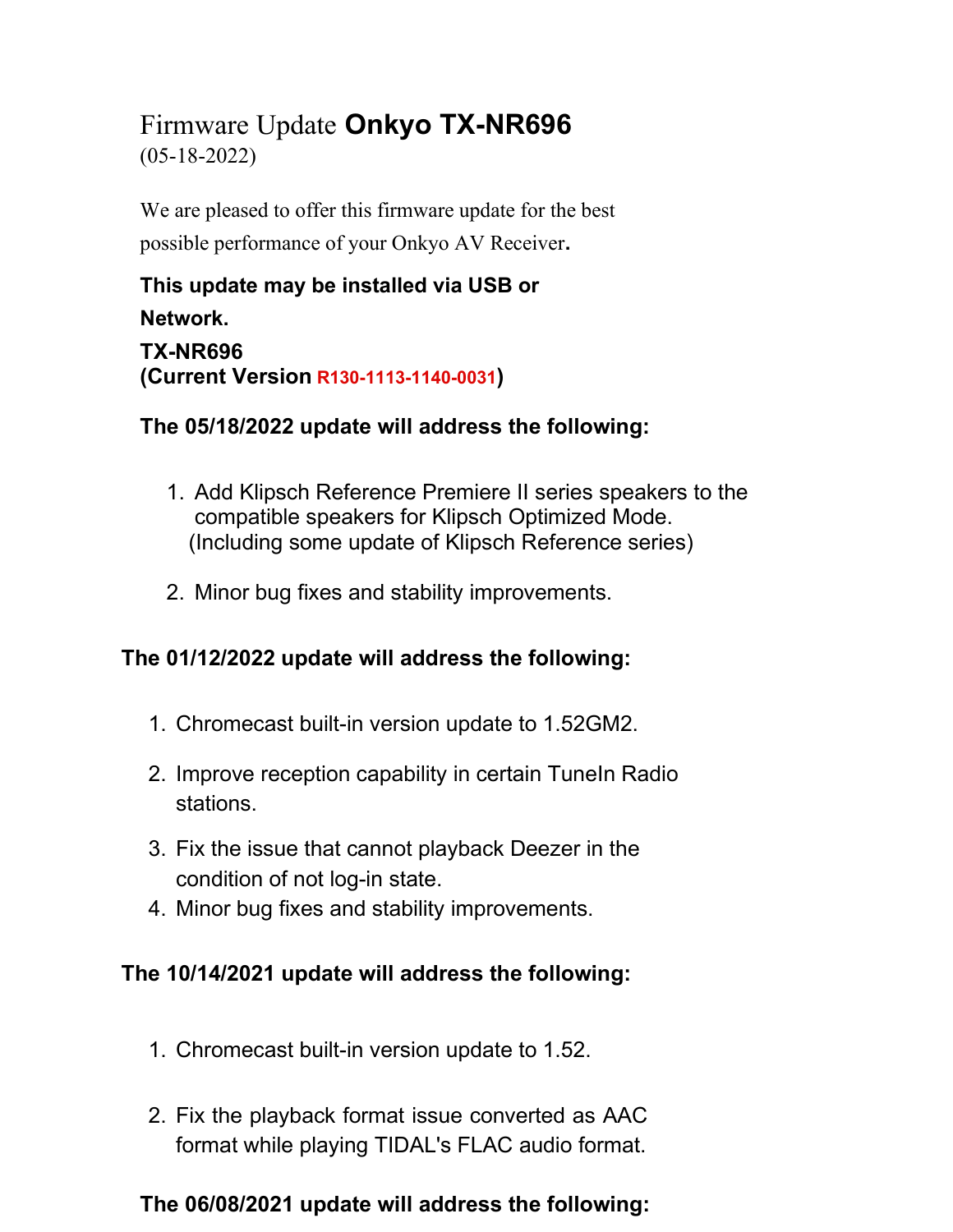# Firmware Update **Onkyo TX-NR696**

(05-18-2022)

We are pleased to offer this firmware update for the best possible performance of your Onkyo AV Receiver**.**

**This update may be installed via USB or Network.**

**TX-NR696**
**(Current Version R130-1113-1140-0031)**

**The 05/18/2022 update will address the following:**

1. Add Klipsch Reference Premiere II series speakers to the compatible speakers for Klipsch Optimized Mode.
   (Including some update of Klipsch Reference series)

2. Minor bug fixes and stability improvements.

**The 01/12/2022 update will address the following:**

1. Chromecast built-in version update to 1.52GM2.

2. Improve reception capability in certain TuneIn Radio stations.

3. Fix the issue that cannot playback Deezer in the condition of not log-in state.
4. Minor bug fixes and stability improvements.

**The 10/14/2021 update will address the following:**

1. Chromecast built-in version update to 1.52.

2. Fix the playback format issue converted as AAC format while playing TIDAL's FLAC audio format.

**The 06/08/2021 update will address the following:**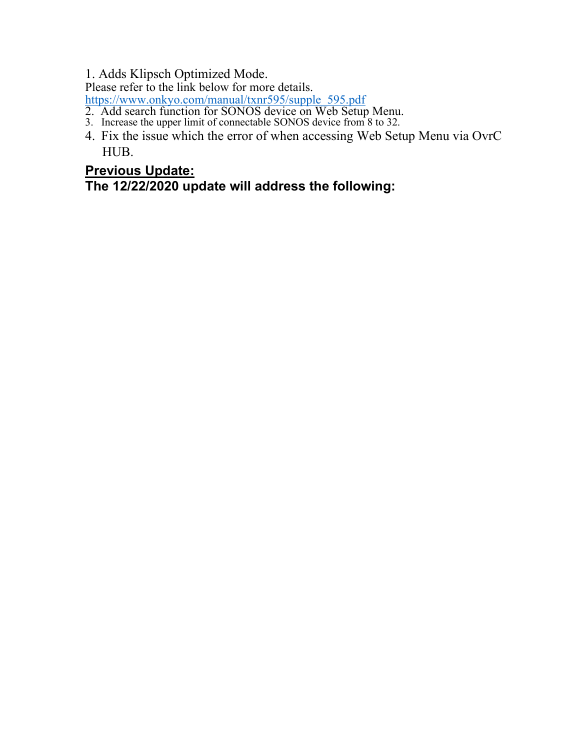1. Adds Klipsch Optimized Mode.
   Please refer to the link below for more details.
   https://www.onkyo.com/manual/txnr595/supple_595.pdf
2. Add search function for SONOS device on Web Setup Menu.
3. Increase the upper limit of connectable SONOS device from 8 to 32.
4. Fix the issue which the error of when accessing Web Setup Menu via OvrC HUB.

**Previous Update:**

**The 12/22/2020 update will address the following:**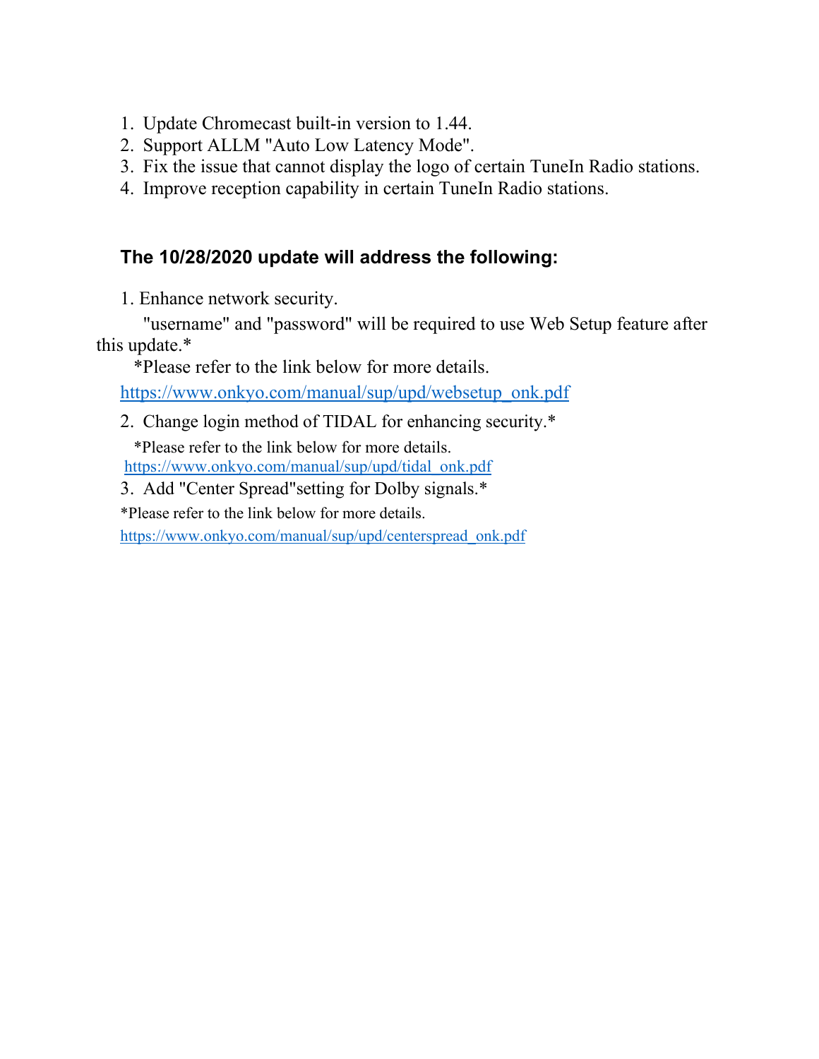1. Update Chromecast built-in version to 1.44.
2. Support ALLM "Auto Low Latency Mode".
3. Fix the issue that cannot display the logo of certain TuneIn Radio stations.
4. Improve reception capability in certain TuneIn Radio stations.

### The 10/28/2020 update will address the following:

1. Enhance network security.

   "username" and "password" will be required to use Web Setup feature after this update.*

   *Please refer to the link below for more details.

   https://www.onkyo.com/manual/sup/upd/websetup_onk.pdf

2. Change login method of TIDAL for enhancing security.*

   *Please refer to the link below for more details.

   https://www.onkyo.com/manual/sup/upd/tidal_onk.pdf

3. Add "Center Spread"setting for Dolby signals.*

   *Please refer to the link below for more details.

   https://www.onkyo.com/manual/sup/upd/centerspread_onk.pdf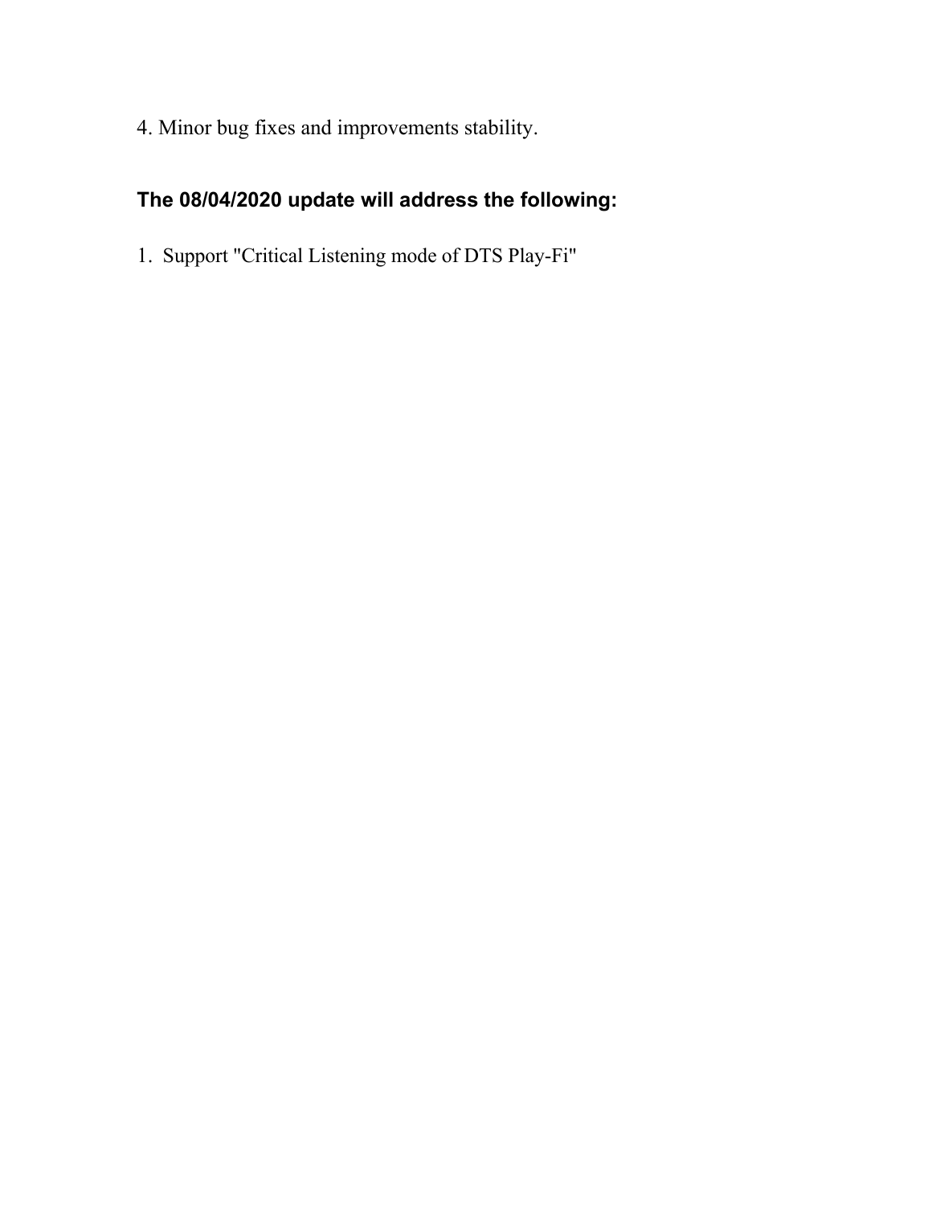4. Minor bug fixes and improvements stability.

**The 08/04/2020 update will address the following:**

1. Support "Critical Listening mode of DTS Play-Fi"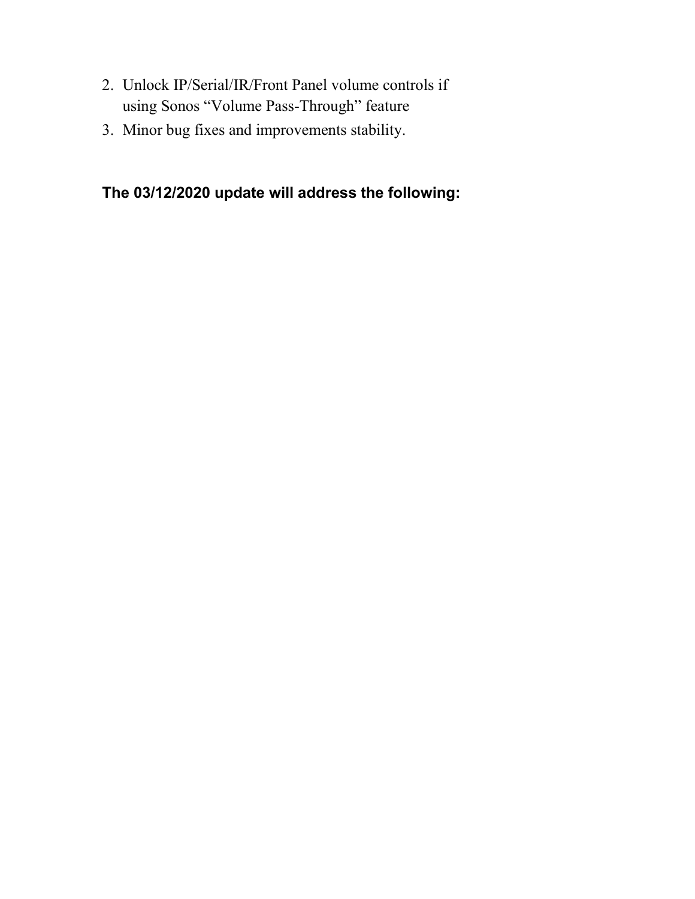2. Unlock IP/Serial/IR/Front Panel volume controls if using Sonos "Volume Pass-Through" feature
3. Minor bug fixes and improvements stability.

**The 03/12/2020 update will address the following:**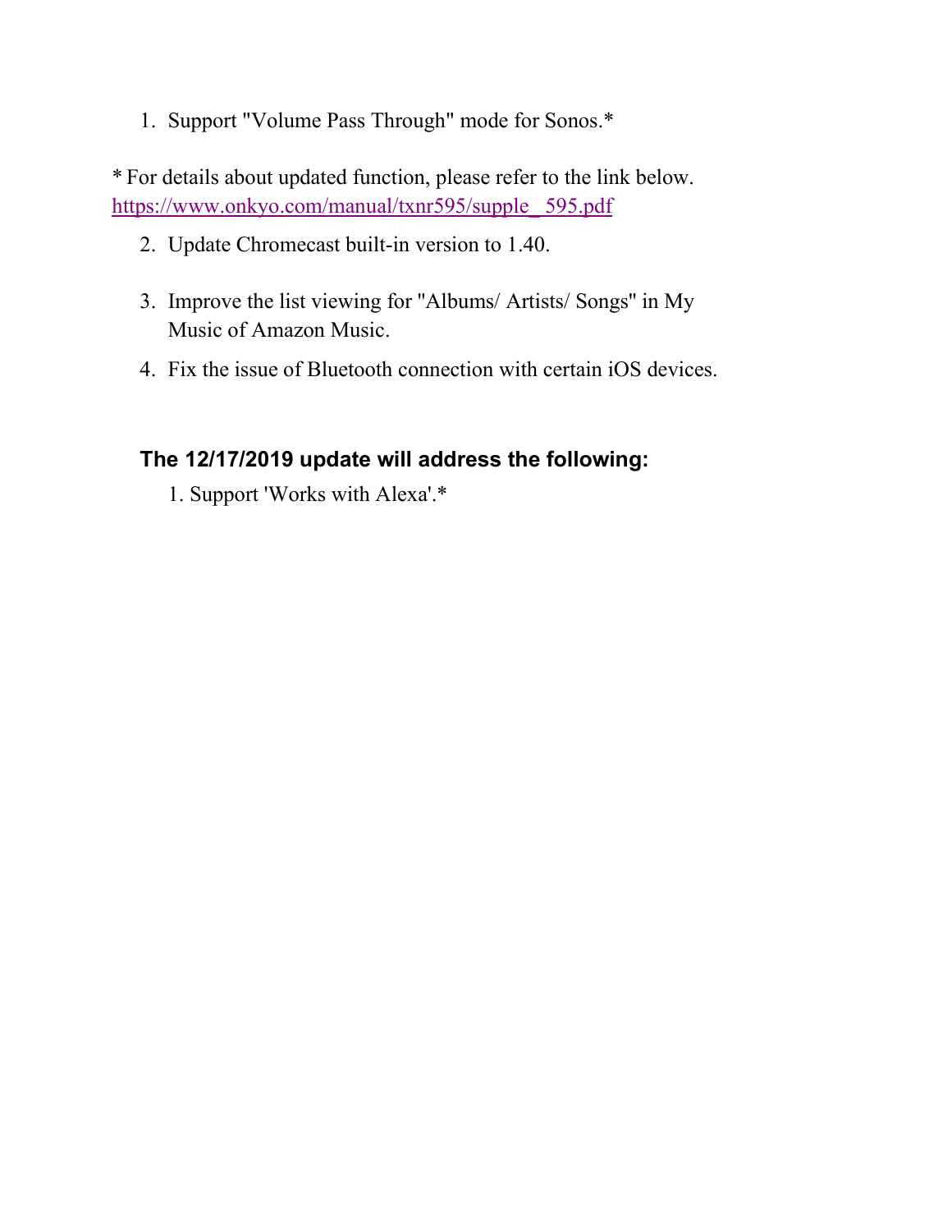1. Support "Volume Pass Through" mode for Sonos.*

* For details about updated function, please refer to the link below.
[https://www.onkyo.com/manual/txnr595/supple_595.pdf](https://www.onkyo.com/manual/txnr595/supple_595.pdf)

2. Update Chromecast built-in version to 1.40.

3. Improve the list viewing for "Albums/ Artists/ Songs" in My Music of Amazon Music.

4. Fix the issue of Bluetooth connection with certain iOS devices.

**The 12/17/2019 update will address the following:**

1. Support 'Works with Alexa'.*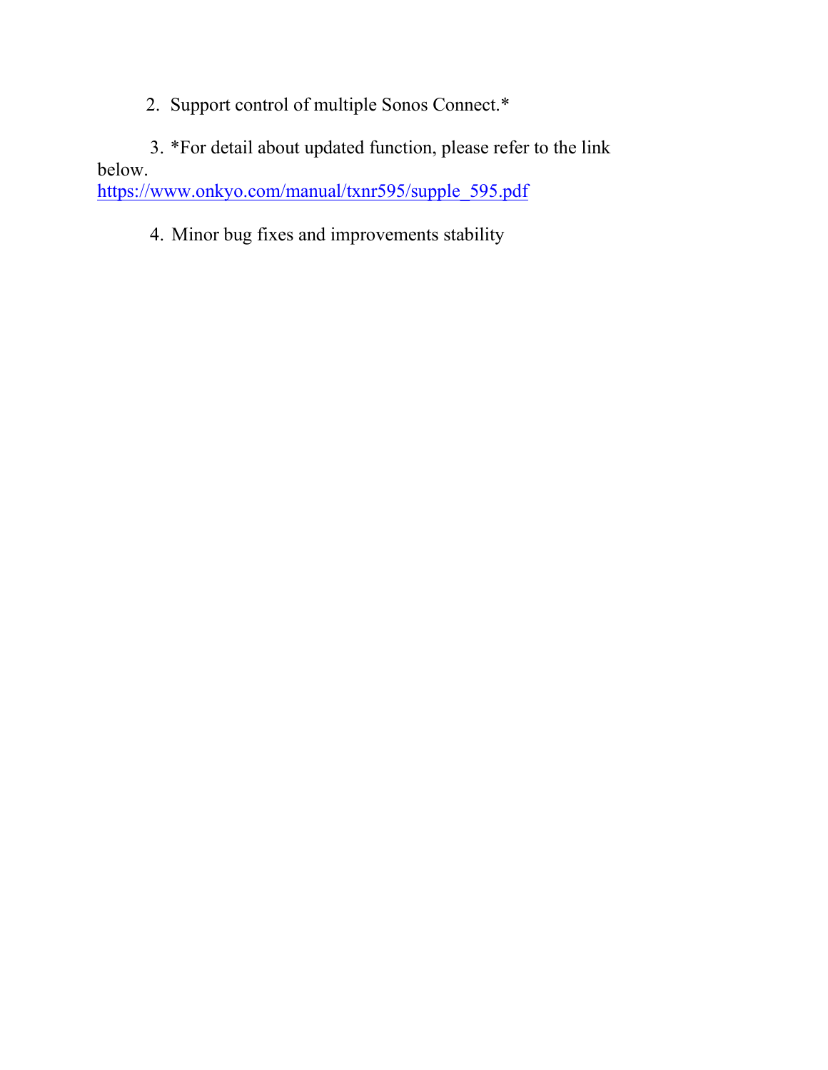2. Support control of multiple Sonos Connect.*

3. *For detail about updated function, please refer to the link below.
https://www.onkyo.com/manual/txnr595/supple_595.pdf

4. Minor bug fixes and improvements stability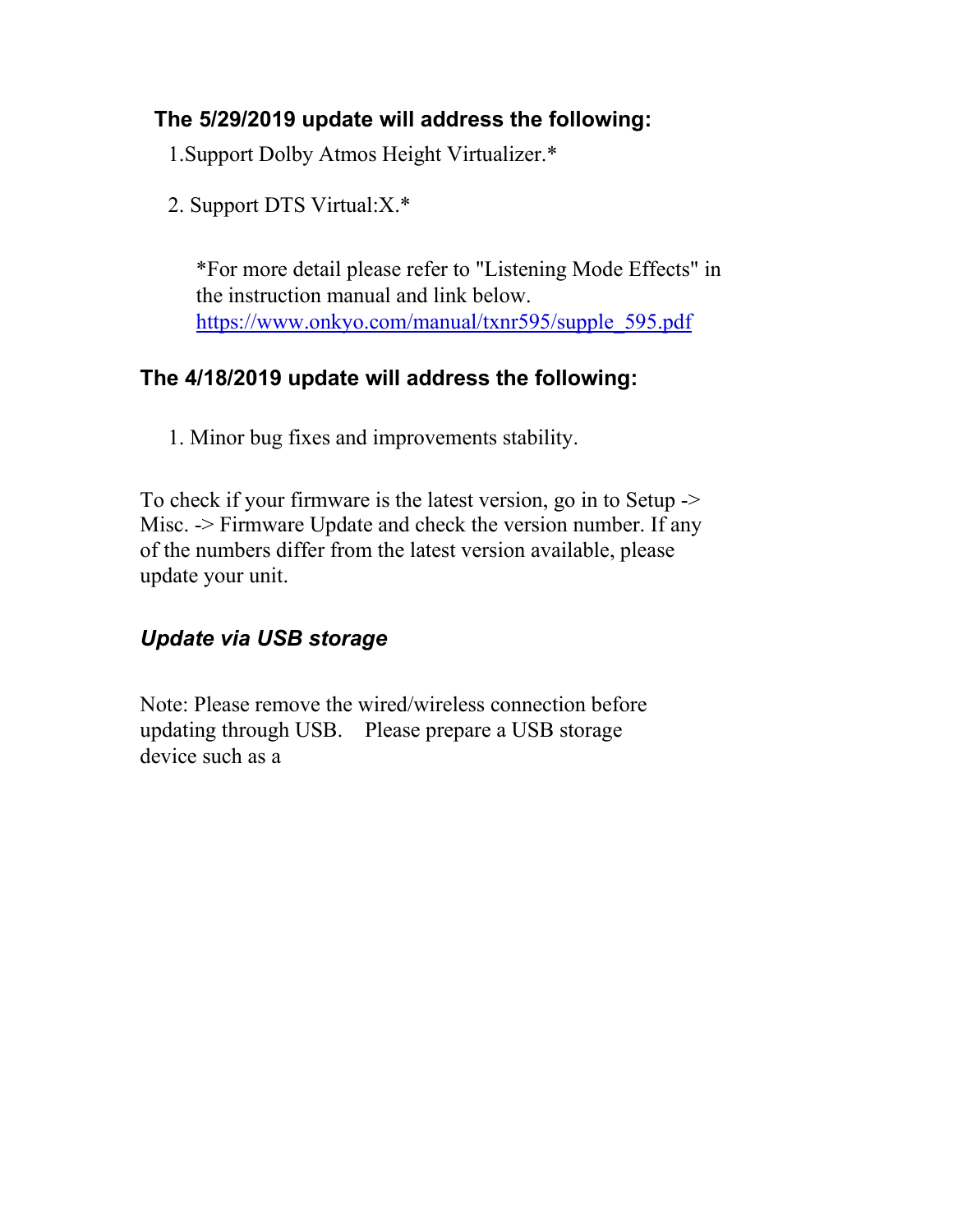**The 5/29/2019 update will address the following:**

1.Support Dolby Atmos Height Virtualizer.*

2. Support DTS Virtual:X.*

*For more detail please refer to "Listening Mode Effects" in the instruction manual and link below.
[https://www.onkyo.com/manual/txnr595/supple_595.pdf](https://www.onkyo.com/manual/txnr595/supple_595.pdf)

**The 4/18/2019 update will address the following:**

1. Minor bug fixes and improvements stability.

To check if your firmware is the latest version, go in to Setup -> Misc. -> Firmware Update and check the version number. If any of the numbers differ from the latest version available, please update your unit.

***Update via USB storage***

Note: Please remove the wired/wireless connection before updating through USB.  Please prepare a USB storage device such as a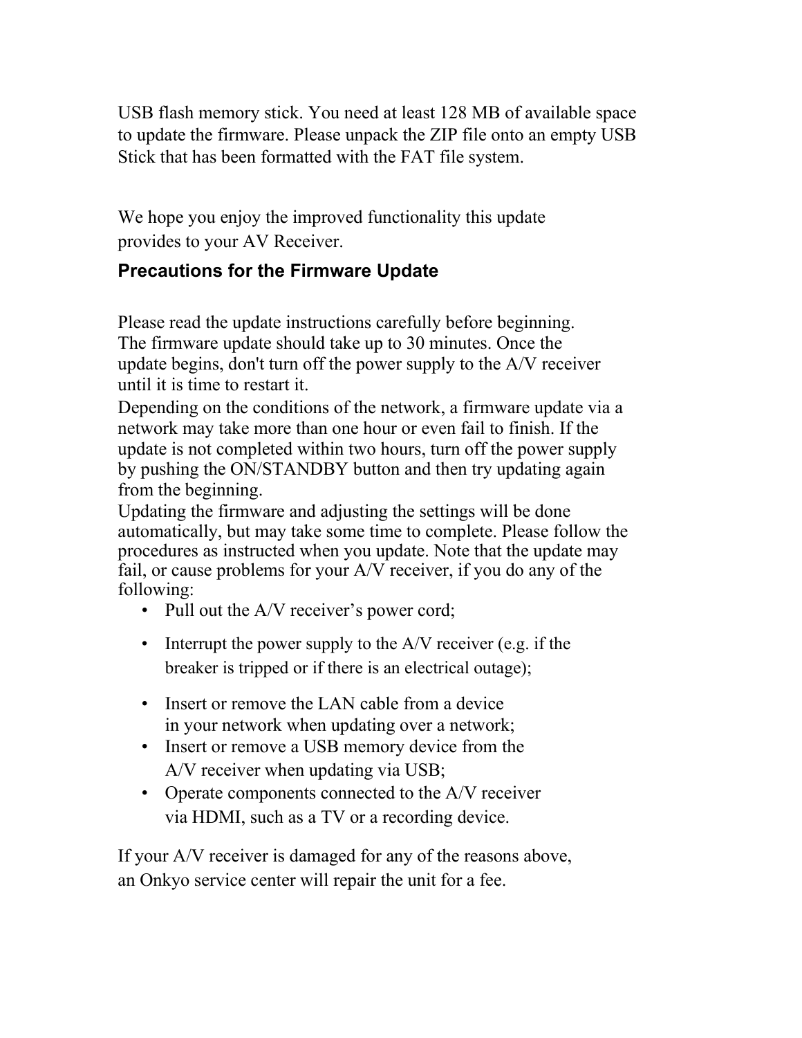USB flash memory stick. You need at least 128 MB of available space to update the firmware. Please unpack the ZIP file onto an empty USB Stick that has been formatted with the FAT file system.

We hope you enjoy the improved functionality this update provides to your AV Receiver.

## Precautions for the Firmware Update

Please read the update instructions carefully before beginning. The firmware update should take up to 30 minutes. Once the update begins, don't turn off the power supply to the A/V receiver until it is time to restart it.

Depending on the conditions of the network, a firmware update via a network may take more than one hour or even fail to finish. If the update is not completed within two hours, turn off the power supply by pushing the ON/STANDBY button and then try updating again from the beginning.

Updating the firmware and adjusting the settings will be done automatically, but may take some time to complete. Please follow the procedures as instructed when you update. Note that the update may fail, or cause problems for your A/V receiver, if you do any of the following:

- Pull out the A/V receiver’s power cord;
- Interrupt the power supply to the A/V receiver (e.g. if the breaker is tripped or if there is an electrical outage);
- Insert or remove the LAN cable from a device in your network when updating over a network;
- Insert or remove a USB memory device from the A/V receiver when updating via USB;
- Operate components connected to the A/V receiver via HDMI, such as a TV or a recording device.

If your A/V receiver is damaged for any of the reasons above, an Onkyo service center will repair the unit for a fee.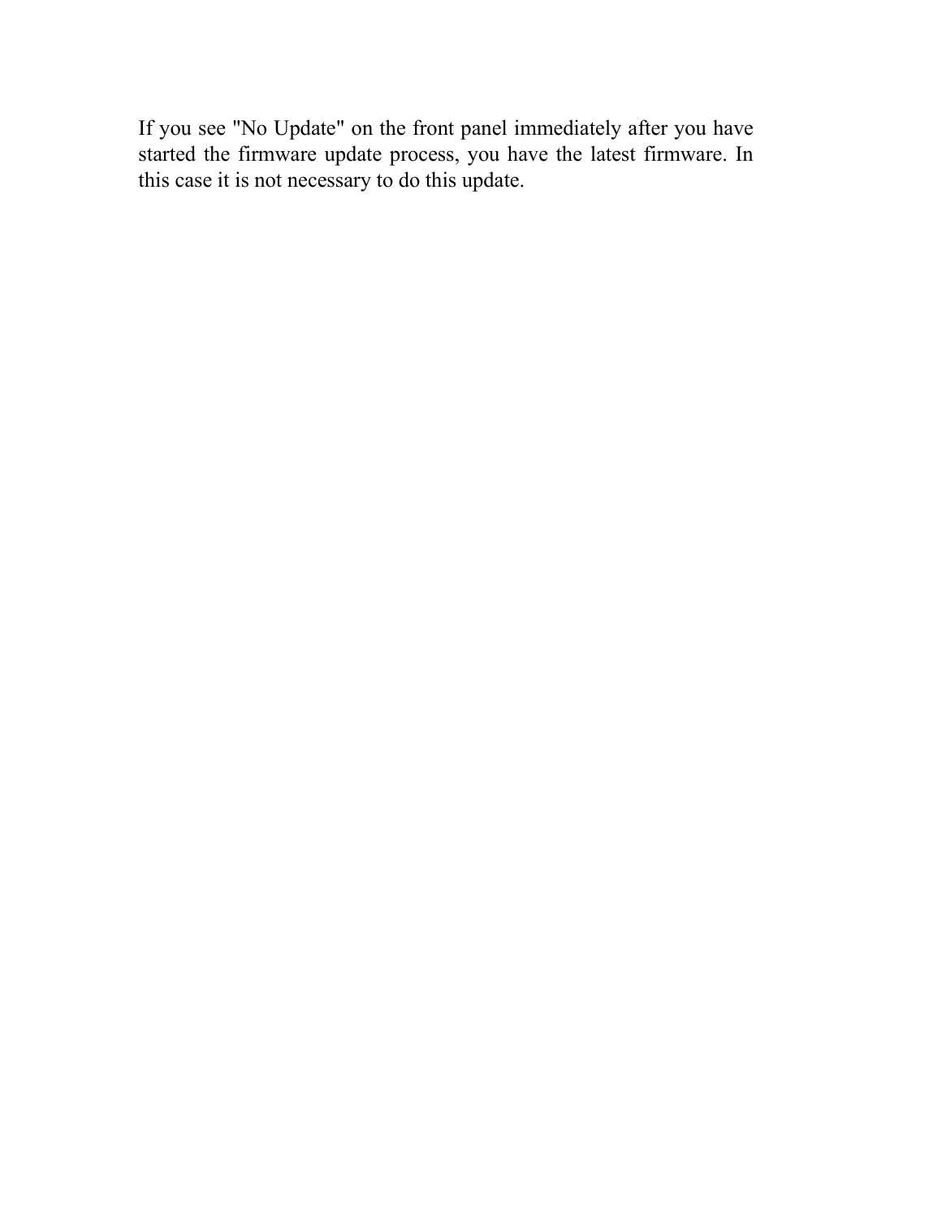If you see "No Update" on the front panel immediately after you have started the firmware update process, you have the latest firmware. In this case it is not necessary to do this update.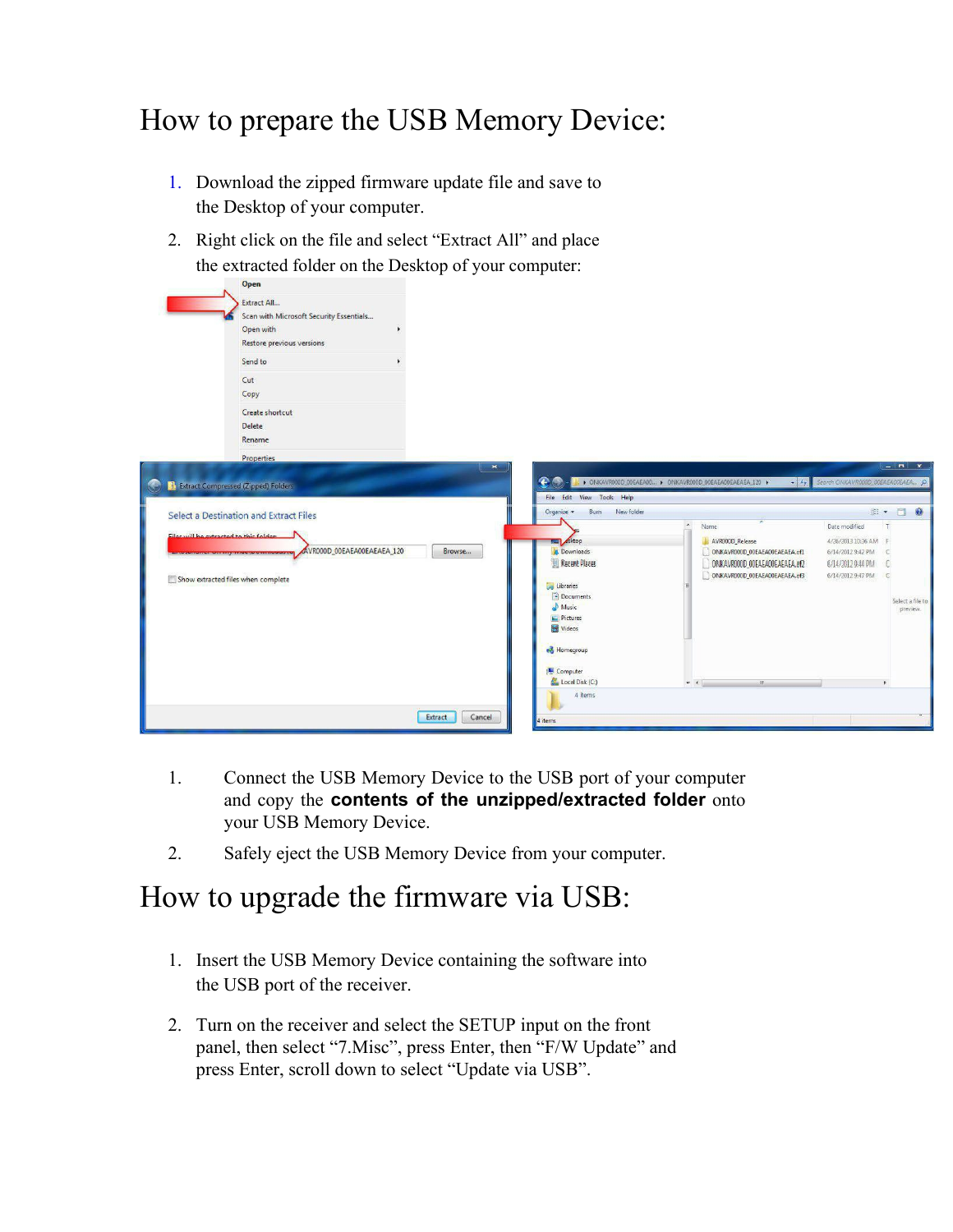# How to prepare the USB Memory Device:

1. Download the zipped firmware update file and save to the Desktop of your computer.
2. Right click on the file and select "Extract All" and place the extracted folder on the Desktop of your computer:

1. Connect the USB Memory Device to the USB port of your computer and copy the **contents of the unzipped/extracted folder** onto your USB Memory Device.
2. Safely eject the USB Memory Device from your computer.

# How to upgrade the firmware via USB:

1. Insert the USB Memory Device containing the software into the USB port of the receiver.
2. Turn on the receiver and select the SETUP input on the front panel, then select "7.Misc", press Enter, then "F/W Update" and press Enter, scroll down to select "Update via USB".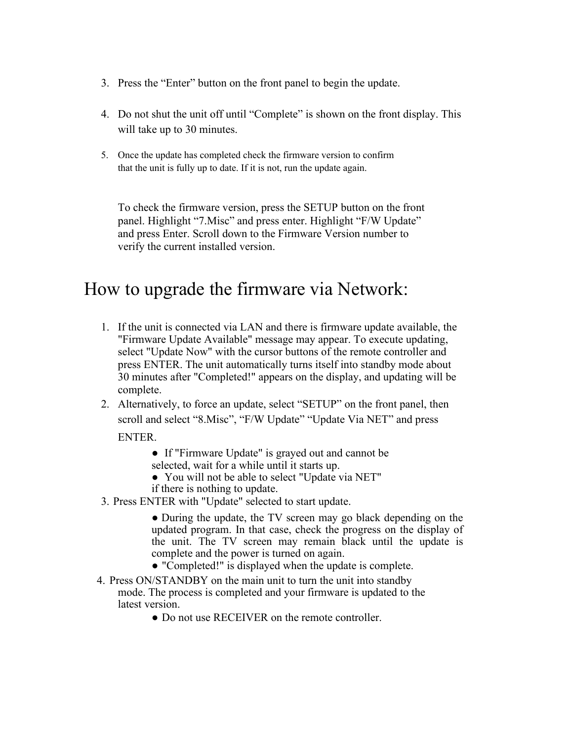3. Press the “Enter” button on the front panel to begin the update.

4. Do not shut the unit off until “Complete” is shown on the front display. This will take up to 30 minutes.

5. Once the update has completed check the firmware version to confirm that the unit is fully up to date. If it is not, run the update again.

   To check the firmware version, press the SETUP button on the front panel. Highlight “7.Misc” and press enter. Highlight “F/W Update” and press Enter. Scroll down to the Firmware Version number to verify the current installed version.

# How to upgrade the firmware via Network:

1. If the unit is connected via LAN and there is firmware update available, the "Firmware Update Available" message may appear. To execute updating, select "Update Now" with the cursor buttons of the remote controller and press ENTER. The unit automatically turns itself into standby mode about 30 minutes after "Completed!" appears on the display, and updating will be complete.
2. Alternatively, to force an update, select “SETUP” on the front panel, then scroll and select “8.Misc”, “F/W Update” “Update Via NET” and press ENTER.
   - If "Firmware Update" is grayed out and cannot be selected, wait for a while until it starts up.
   - You will not be able to select "Update via NET" if there is nothing to update.
3. Press ENTER with "Update" selected to start update.
   - During the update, the TV screen may go black depending on the updated program. In that case, check the progress on the display of the unit. The TV screen may remain black until the update is complete and the power is turned on again.
   - "Completed!" is displayed when the update is complete.
4. Press ON/STANDBY on the main unit to turn the unit into standby mode. The process is completed and your firmware is updated to the latest version.
   - Do not use RECEIVER on the remote controller.